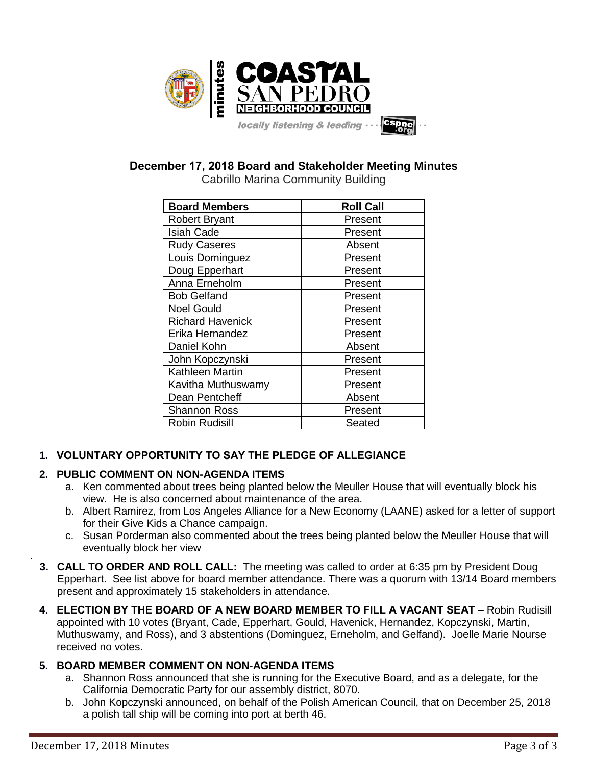# COASTAL SAN PEDRO NEIGHBORHOOD COUNCIL

minutes

*locally listening & leading* · · · cspnc.org

## December 17, 2018 Board and Stakeholder Meeting Minutes

Cabrillo Marina Community Building

| Board Members | Roll Call |
|---|---|
| Robert Bryant | Present |
| Isiah Cade | Present |
| Rudy Caseres | Absent |
| Louis Dominguez | Present |
| Doug Epperhart | Present |
| Anna Erneholm | Present |
| Bob Gelfand | Present |
| Noel Gould | Present |
| Richard Havenick | Present |
| Erika Hernandez | Present |
| Daniel Kohn | Absent |
| John Kopczynski | Present |
| Kathleen Martin | Present |
| Kavitha Muthuswamy | Present |
| Dean Pentcheff | Absent |
| Shannon Ross | Present |
| Robin Rudisill | Seated |

1. **VOLUNTARY OPPORTUNITY TO SAY THE PLEDGE OF ALLEGIANCE**

2. **PUBLIC COMMENT ON NON-AGENDA ITEMS**
   a. Ken commented about trees being planted below the Meuller House that will eventually block his view. He is also concerned about maintenance of the area.
   b. Albert Ramirez, from Los Angeles Alliance for a New Economy (LAANE) asked for a letter of support for their Give Kids a Chance campaign.
   c. Susan Porderman also commented about the trees being planted below the Meuller House that will eventually block her view

3. **CALL TO ORDER AND ROLL CALL:** The meeting was called to order at 6:35 pm by President Doug Epperhart. See list above for board member attendance. There was a quorum with 13/14 Board members present and approximately 15 stakeholders in attendance.

4. **ELECTION BY THE BOARD OF A NEW BOARD MEMBER TO FILL A VACANT SEAT** – Robin Rudisill appointed with 10 votes (Bryant, Cade, Epperhart, Gould, Havenick, Hernandez, Kopczynski, Martin, Muthuswamy, and Ross), and 3 abstentions (Dominguez, Erneholm, and Gelfand). Joelle Marie Nourse received no votes.

5. **BOARD MEMBER COMMENT ON NON-AGENDA ITEMS**
   a. Shannon Ross announced that she is running for the Executive Board, and as a delegate, for the California Democratic Party for our assembly district, 8070.
   b. John Kopczynski announced, on behalf of the Polish American Council, that on December 25, 2018 a polish tall ship will be coming into port at berth 46.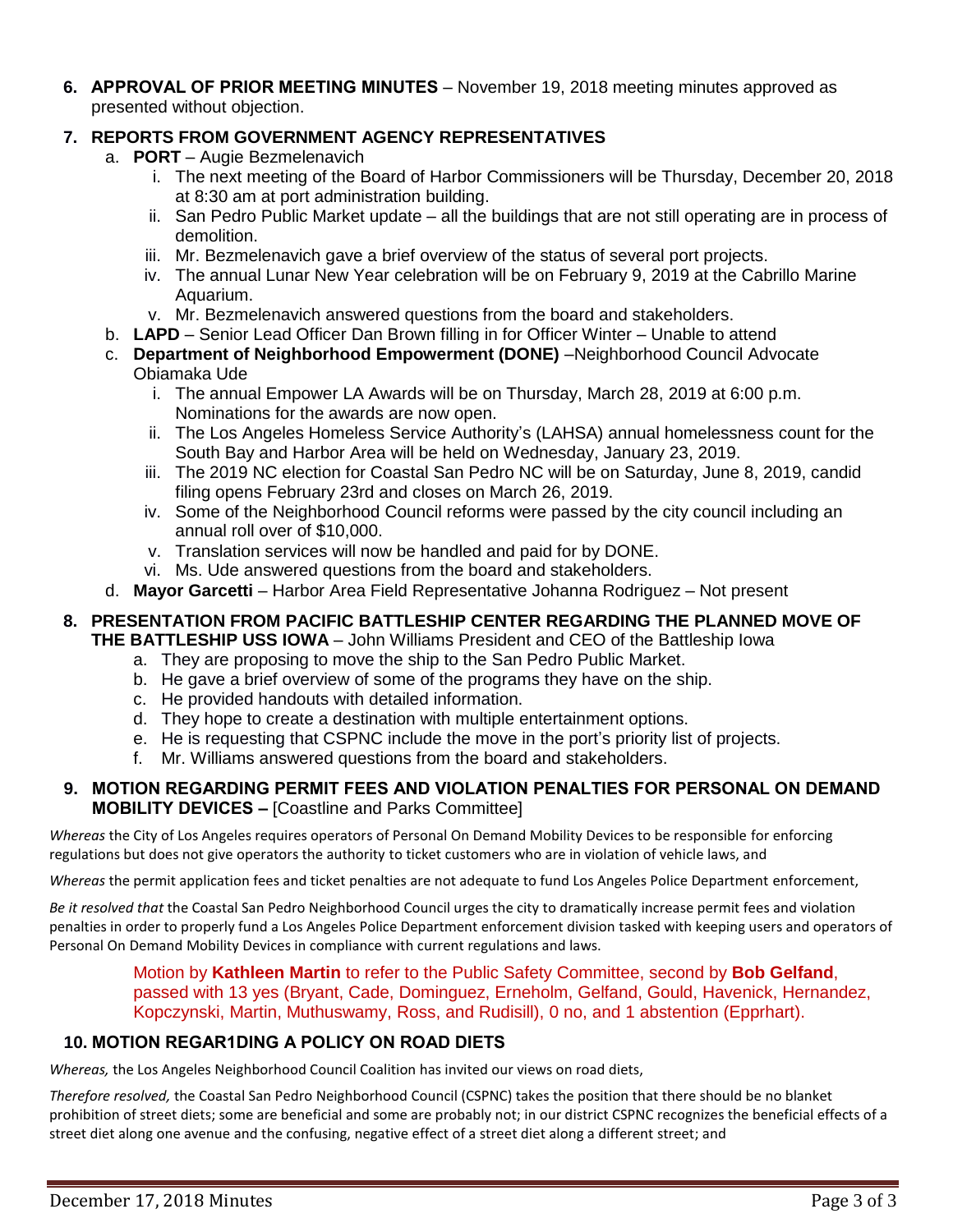**6. APPROVAL OF PRIOR MEETING MINUTES** – November 19, 2018 meeting minutes approved as presented without objection.

**7. REPORTS FROM GOVERNMENT AGENCY REPRESENTATIVES**

   a. **PORT** – Augie Bezmelenavich
      i. The next meeting of the Board of Harbor Commissioners will be Thursday, December 20, 2018 at 8:30 am at port administration building.
      ii. San Pedro Public Market update – all the buildings that are not still operating are in process of demolition.
      iii. Mr. Bezmelenavich gave a brief overview of the status of several port projects.
      iv. The annual Lunar New Year celebration will be on February 9, 2019 at the Cabrillo Marine Aquarium.
      v. Mr. Bezmelenavich answered questions from the board and stakeholders.

   b. **LAPD** – Senior Lead Officer Dan Brown filling in for Officer Winter – Unable to attend

   c. **Department of Neighborhood Empowerment (DONE)** –Neighborhood Council Advocate Obiamaka Ude
      i. The annual Empower LA Awards will be on Thursday, March 28, 2019 at 6:00 p.m. Nominations for the awards are now open.
      ii. The Los Angeles Homeless Service Authority's (LAHSA) annual homelessness count for the South Bay and Harbor Area will be held on Wednesday, January 23, 2019.
      iii. The 2019 NC election for Coastal San Pedro NC will be on Saturday, June 8, 2019, candid filing opens February 23rd and closes on March 26, 2019.
      iv. Some of the Neighborhood Council reforms were passed by the city council including an annual roll over of $10,000.
      v. Translation services will now be handled and paid for by DONE.
      vi. Ms. Ude answered questions from the board and stakeholders.

   d. **Mayor Garcetti** – Harbor Area Field Representative Johanna Rodriguez – Not present

**8. PRESENTATION FROM PACIFIC BATTLESHIP CENTER REGARDING THE PLANNED MOVE OF THE BATTLESHIP USS IOWA** – John Williams President and CEO of the Battleship Iowa

   a. They are proposing to move the ship to the San Pedro Public Market.
   b. He gave a brief overview of some of the programs they have on the ship.
   c. He provided handouts with detailed information.
   d. They hope to create a destination with multiple entertainment options.
   e. He is requesting that CSPNC include the move in the port's priority list of projects.
   f. Mr. Williams answered questions from the board and stakeholders.

**9. MOTION REGARDING PERMIT FEES AND VIOLATION PENALTIES FOR PERSONAL ON DEMAND MOBILITY DEVICES –** [Coastline and Parks Committee]

*Whereas* the City of Los Angeles requires operators of Personal On Demand Mobility Devices to be responsible for enforcing regulations but does not give operators the authority to ticket customers who are in violation of vehicle laws, and

*Whereas* the permit application fees and ticket penalties are not adequate to fund Los Angeles Police Department enforcement,

*Be it resolved that* the Coastal San Pedro Neighborhood Council urges the city to dramatically increase permit fees and violation penalties in order to properly fund a Los Angeles Police Department enforcement division tasked with keeping users and operators of Personal On Demand Mobility Devices in compliance with current regulations and laws.

Motion by **Kathleen Martin** to refer to the Public Safety Committee, second by **Bob Gelfand**, passed with 13 yes (Bryant, Cade, Dominguez, Erneholm, Gelfand, Gould, Havenick, Hernandez, Kopczynski, Martin, Muthuswamy, Ross, and Rudisill), 0 no, and 1 abstention (Epprhart).

**10. MOTION REGAR1DING A POLICY ON ROAD DIETS**

*Whereas,* the Los Angeles Neighborhood Council Coalition has invited our views on road diets,

*Therefore resolved,* the Coastal San Pedro Neighborhood Council (CSPNC) takes the position that there should be no blanket prohibition of street diets; some are beneficial and some are probably not; in our district CSPNC recognizes the beneficial effects of a street diet along one avenue and the confusing, negative effect of a street diet along a different street; and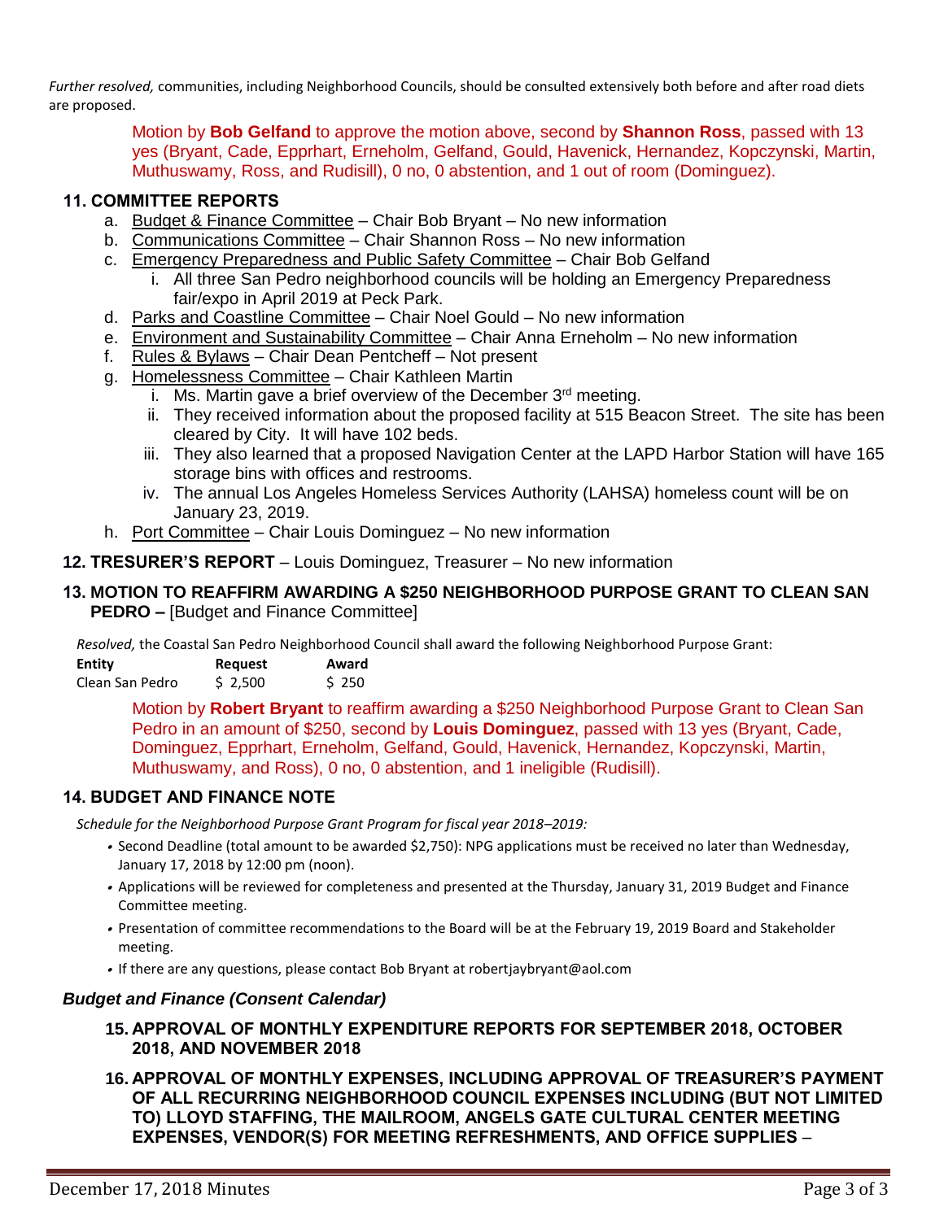*Further resolved,* communities, including Neighborhood Councils, should be consulted extensively both before and after road diets are proposed.

> Motion by **Bob Gelfand** to approve the motion above, second by **Shannon Ross**, passed with 13 yes (Bryant, Cade, Epprhart, Erneholm, Gelfand, Gould, Havenick, Hernandez, Kopczynski, Martin, Muthuswamy, Ross, and Rudisill), 0 no, 0 abstention, and 1 out of room (Dominguez).

## 11. COMMITTEE REPORTS

a. Budget & Finance Committee – Chair Bob Bryant – No new information
b. Communications Committee – Chair Shannon Ross – No new information
c. Emergency Preparedness and Public Safety Committee – Chair Bob Gelfand
   i. All three San Pedro neighborhood councils will be holding an Emergency Preparedness fair/expo in April 2019 at Peck Park.
d. Parks and Coastline Committee – Chair Noel Gould – No new information
e. Environment and Sustainability Committee – Chair Anna Erneholm – No new information
f. Rules & Bylaws – Chair Dean Pentcheff – Not present
g. Homelessness Committee – Chair Kathleen Martin
   i. Ms. Martin gave a brief overview of the December 3rd meeting.
   ii. They received information about the proposed facility at 515 Beacon Street. The site has been cleared by City. It will have 102 beds.
   iii. They also learned that a proposed Navigation Center at the LAPD Harbor Station will have 165 storage bins with offices and restrooms.
   iv. The annual Los Angeles Homeless Services Authority (LAHSA) homeless count will be on January 23, 2019.
h. Port Committee – Chair Louis Dominguez – No new information

## 12. TRESURER'S REPORT – Louis Dominguez, Treasurer – No new information

## 13. MOTION TO REAFFIRM AWARDING A $250 NEIGHBORHOOD PURPOSE GRANT TO CLEAN SAN PEDRO – [Budget and Finance Committee]

*Resolved,* the Coastal San Pedro Neighborhood Council shall award the following Neighborhood Purpose Grant:

| Entity | Request | Award |
|---|---|---|
| Clean San Pedro | $ 2,500 | $ 250 |

> Motion by **Robert Bryant** to reaffirm awarding a $250 Neighborhood Purpose Grant to Clean San Pedro in an amount of $250, second by **Louis Dominguez**, passed with 13 yes (Bryant, Cade, Dominguez, Epprhart, Erneholm, Gelfand, Gould, Havenick, Hernandez, Kopczynski, Martin, Muthuswamy, and Ross), 0 no, 0 abstention, and 1 ineligible (Rudisill).

## 14. BUDGET AND FINANCE NOTE

*Schedule for the Neighborhood Purpose Grant Program for fiscal year 2018–2019:*

- Second Deadline (total amount to be awarded $2,750): NPG applications must be received no later than Wednesday, January 17, 2018 by 12:00 pm (noon).
- Applications will be reviewed for completeness and presented at the Thursday, January 31, 2019 Budget and Finance Committee meeting.
- Presentation of committee recommendations to the Board will be at the February 19, 2019 Board and Stakeholder meeting.
- If there are any questions, please contact Bob Bryant at robertjaybryant@aol.com

### *Budget and Finance (Consent Calendar)*

**15. APPROVAL OF MONTHLY EXPENDITURE REPORTS FOR SEPTEMBER 2018, OCTOBER 2018, AND NOVEMBER 2018**

**16. APPROVAL OF MONTHLY EXPENSES, INCLUDING APPROVAL OF TREASURER'S PAYMENT OF ALL RECURRING NEIGHBORHOOD COUNCIL EXPENSES INCLUDING (BUT NOT LIMITED TO) LLOYD STAFFING, THE MAILROOM, ANGELS GATE CULTURAL CENTER MEETING EXPENSES, VENDOR(S) FOR MEETING REFRESHMENTS, AND OFFICE SUPPLIES** –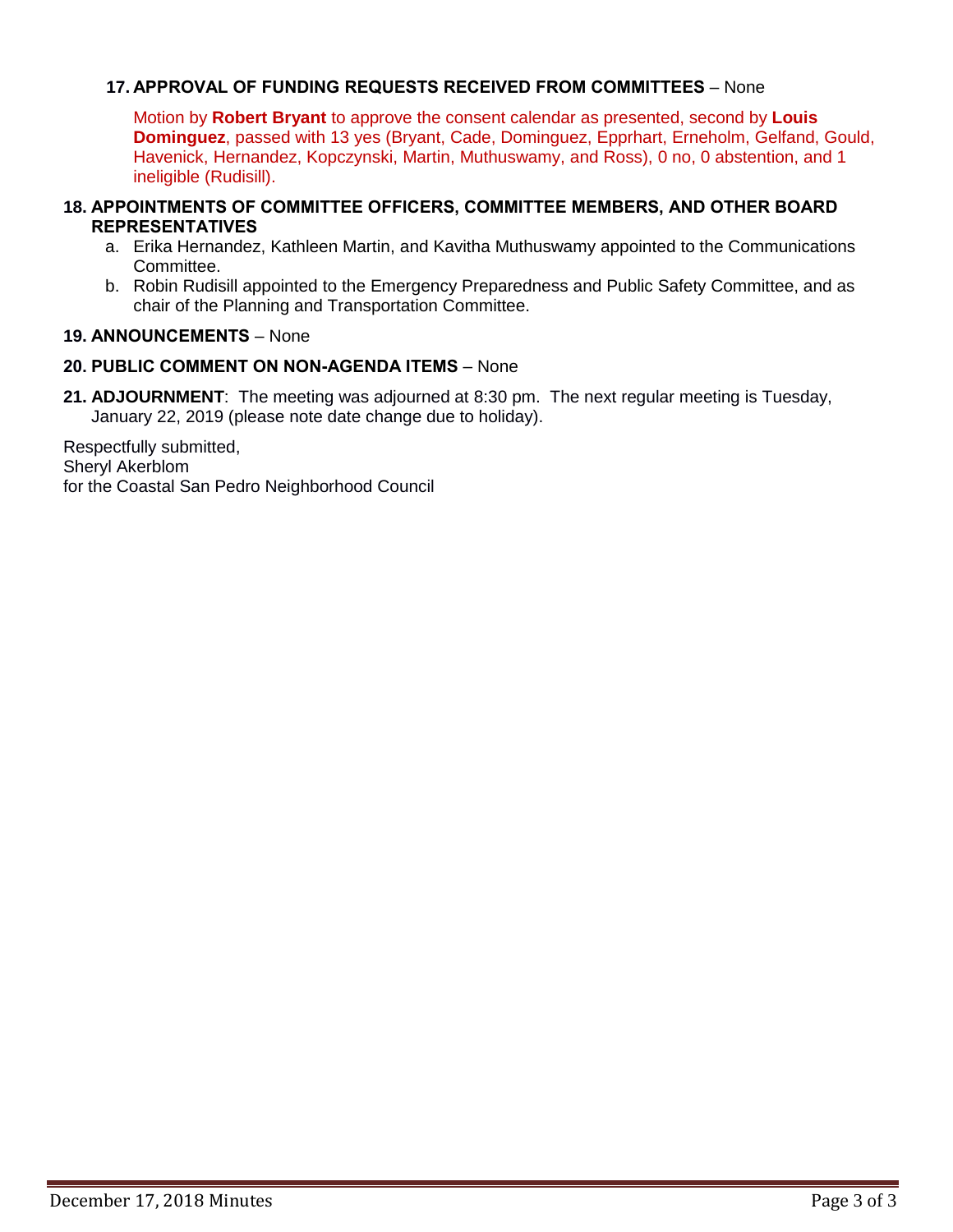**17. APPROVAL OF FUNDING REQUESTS RECEIVED FROM COMMITTEES** – None

Motion by **Robert Bryant** to approve the consent calendar as presented, second by **Louis Dominguez**, passed with 13 yes (Bryant, Cade, Dominguez, Epprhart, Erneholm, Gelfand, Gould, Havenick, Hernandez, Kopczynski, Martin, Muthuswamy, and Ross), 0 no, 0 abstention, and 1 ineligible (Rudisill).

**18. APPOINTMENTS OF COMMITTEE OFFICERS, COMMITTEE MEMBERS, AND OTHER BOARD REPRESENTATIVES**

a. Erika Hernandez, Kathleen Martin, and Kavitha Muthuswamy appointed to the Communications Committee.
b. Robin Rudisill appointed to the Emergency Preparedness and Public Safety Committee, and as chair of the Planning and Transportation Committee.

**19. ANNOUNCEMENTS** – None

**20. PUBLIC COMMENT ON NON-AGENDA ITEMS** – None

**21. ADJOURNMENT**: The meeting was adjourned at 8:30 pm. The next regular meeting is Tuesday, January 22, 2019 (please note date change due to holiday).

Respectfully submitted,
Sheryl Akerblom
for the Coastal San Pedro Neighborhood Council